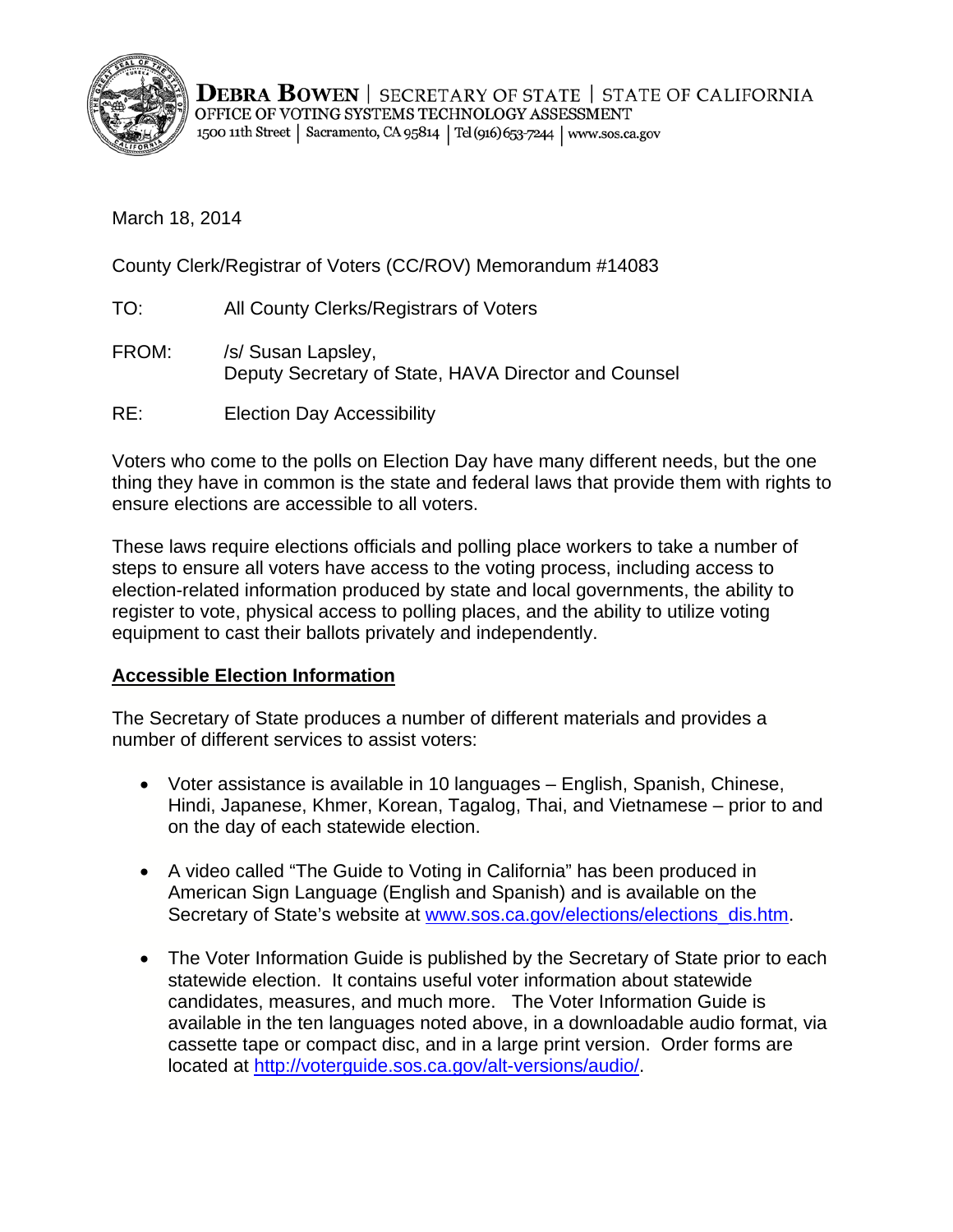**DEBRA BOWEN** | SECRETARY OF STATE | STATE OF CALIFORNIA
OFFICE OF VOTING SYSTEMS TECHNOLOGY ASSESSMENT
1500 11th Street | Sacramento, CA 95814 | Tel (916) 653-7244 | www.sos.ca.gov

March 18, 2014

County Clerk/Registrar of Voters (CC/ROV) Memorandum #14083

TO: All County Clerks/Registrars of Voters

FROM: /s/ Susan Lapsley,
Deputy Secretary of State, HAVA Director and Counsel

RE: Election Day Accessibility

Voters who come to the polls on Election Day have many different needs, but the one thing they have in common is the state and federal laws that provide them with rights to ensure elections are accessible to all voters.

These laws require elections officials and polling place workers to take a number of steps to ensure all voters have access to the voting process, including access to election-related information produced by state and local governments, the ability to register to vote, physical access to polling places, and the ability to utilize voting equipment to cast their ballots privately and independently.

**Accessible Election Information**

The Secretary of State produces a number of different materials and provides a number of different services to assist voters:

- Voter assistance is available in 10 languages – English, Spanish, Chinese, Hindi, Japanese, Khmer, Korean, Tagalog, Thai, and Vietnamese – prior to and on the day of each statewide election.

- A video called "The Guide to Voting in California" has been produced in American Sign Language (English and Spanish) and is available on the Secretary of State's website at [www.sos.ca.gov/elections/elections_dis.htm](www.sos.ca.gov/elections/elections_dis.htm).

- The Voter Information Guide is published by the Secretary of State prior to each statewide election. It contains useful voter information about statewide candidates, measures, and much more. The Voter Information Guide is available in the ten languages noted above, in a downloadable audio format, via cassette tape or compact disc, and in a large print version. Order forms are located at [http://voterguide.sos.ca.gov/alt-versions/audio/](http://voterguide.sos.ca.gov/alt-versions/audio/).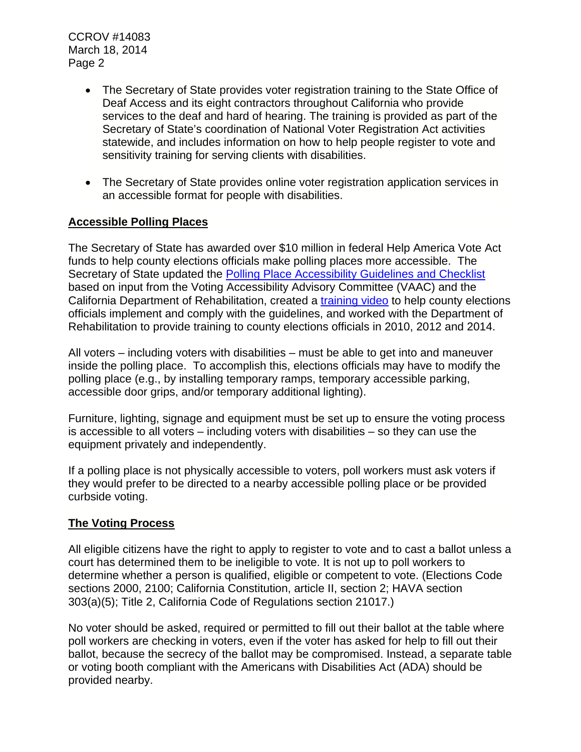- The Secretary of State provides voter registration training to the State Office of Deaf Access and its eight contractors throughout California who provide services to the deaf and hard of hearing. The training is provided as part of the Secretary of State's coordination of National Voter Registration Act activities statewide, and includes information on how to help people register to vote and sensitivity training for serving clients with disabilities.

- The Secretary of State provides online voter registration application services in an accessible format for people with disabilities.

## Accessible Polling Places

The Secretary of State has awarded over $10 million in federal Help America Vote Act funds to help county elections officials make polling places more accessible. The Secretary of State updated the Polling Place Accessibility Guidelines and Checklist based on input from the Voting Accessibility Advisory Committee (VAAC) and the California Department of Rehabilitation, created a training video to help county elections officials implement and comply with the guidelines, and worked with the Department of Rehabilitation to provide training to county elections officials in 2010, 2012 and 2014.

All voters – including voters with disabilities – must be able to get into and maneuver inside the polling place. To accomplish this, elections officials may have to modify the polling place (e.g., by installing temporary ramps, temporary accessible parking, accessible door grips, and/or temporary additional lighting).

Furniture, lighting, signage and equipment must be set up to ensure the voting process is accessible to all voters – including voters with disabilities – so they can use the equipment privately and independently.

If a polling place is not physically accessible to voters, poll workers must ask voters if they would prefer to be directed to a nearby accessible polling place or be provided curbside voting.

## The Voting Process

All eligible citizens have the right to apply to register to vote and to cast a ballot unless a court has determined them to be ineligible to vote. It is not up to poll workers to determine whether a person is qualified, eligible or competent to vote. (Elections Code sections 2000, 2100; California Constitution, article II, section 2; HAVA section 303(a)(5); Title 2, California Code of Regulations section 21017.)

No voter should be asked, required or permitted to fill out their ballot at the table where poll workers are checking in voters, even if the voter has asked for help to fill out their ballot, because the secrecy of the ballot may be compromised. Instead, a separate table or voting booth compliant with the Americans with Disabilities Act (ADA) should be provided nearby.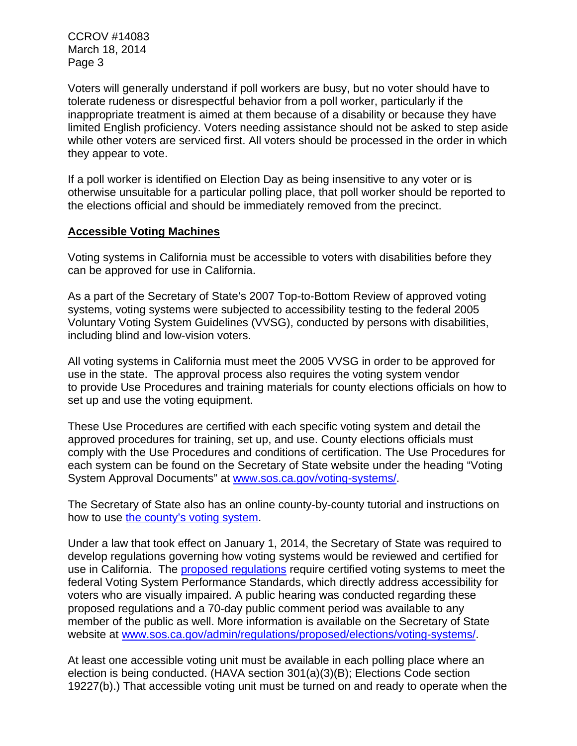Voters will generally understand if poll workers are busy, but no voter should have to tolerate rudeness or disrespectful behavior from a poll worker, particularly if the inappropriate treatment is aimed at them because of a disability or because they have limited English proficiency. Voters needing assistance should not be asked to step aside while other voters are serviced first. All voters should be processed in the order in which they appear to vote.

If a poll worker is identified on Election Day as being insensitive to any voter or is otherwise unsuitable for a particular polling place, that poll worker should be reported to the elections official and should be immediately removed from the precinct.

**Accessible Voting Machines**

Voting systems in California must be accessible to voters with disabilities before they can be approved for use in California.

As a part of the Secretary of State's 2007 Top-to-Bottom Review of approved voting systems, voting systems were subjected to accessibility testing to the federal 2005 Voluntary Voting System Guidelines (VVSG), conducted by persons with disabilities, including blind and low-vision voters.

All voting systems in California must meet the 2005 VVSG in order to be approved for use in the state. The approval process also requires the voting system vendor to provide Use Procedures and training materials for county elections officials on how to set up and use the voting equipment.

These Use Procedures are certified with each specific voting system and detail the approved procedures for training, set up, and use. County elections officials must comply with the Use Procedures and conditions of certification. The Use Procedures for each system can be found on the Secretary of State website under the heading "Voting System Approval Documents" at www.sos.ca.gov/voting-systems/.

The Secretary of State also has an online county-by-county tutorial and instructions on how to use the county's voting system.

Under a law that took effect on January 1, 2014, the Secretary of State was required to develop regulations governing how voting systems would be reviewed and certified for use in California. The proposed regulations require certified voting systems to meet the federal Voting System Performance Standards, which directly address accessibility for voters who are visually impaired. A public hearing was conducted regarding these proposed regulations and a 70-day public comment period was available to any member of the public as well. More information is available on the Secretary of State website at www.sos.ca.gov/admin/regulations/proposed/elections/voting-systems/.

At least one accessible voting unit must be available in each polling place where an election is being conducted. (HAVA section 301(a)(3)(B); Elections Code section 19227(b).) That accessible voting unit must be turned on and ready to operate when the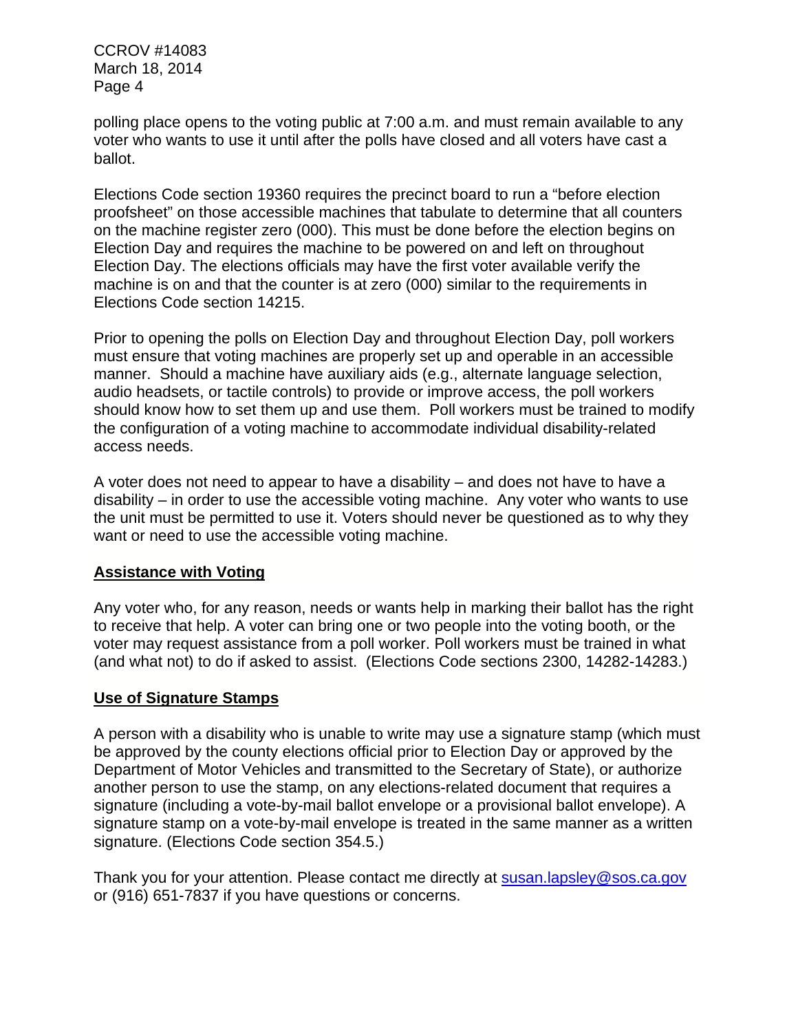polling place opens to the voting public at 7:00 a.m. and must remain available to any voter who wants to use it until after the polls have closed and all voters have cast a ballot.

Elections Code section 19360 requires the precinct board to run a "before election proofsheet" on those accessible machines that tabulate to determine that all counters on the machine register zero (000). This must be done before the election begins on Election Day and requires the machine to be powered on and left on throughout Election Day. The elections officials may have the first voter available verify the machine is on and that the counter is at zero (000) similar to the requirements in Elections Code section 14215.

Prior to opening the polls on Election Day and throughout Election Day, poll workers must ensure that voting machines are properly set up and operable in an accessible manner. Should a machine have auxiliary aids (e.g., alternate language selection, audio headsets, or tactile controls) to provide or improve access, the poll workers should know how to set them up and use them. Poll workers must be trained to modify the configuration of a voting machine to accommodate individual disability-related access needs.

A voter does not need to appear to have a disability – and does not have to have a disability – in order to use the accessible voting machine. Any voter who wants to use the unit must be permitted to use it. Voters should never be questioned as to why they want or need to use the accessible voting machine.

**Assistance with Voting**

Any voter who, for any reason, needs or wants help in marking their ballot has the right to receive that help. A voter can bring one or two people into the voting booth, or the voter may request assistance from a poll worker. Poll workers must be trained in what (and what not) to do if asked to assist. (Elections Code sections 2300, 14282-14283.)

**Use of Signature Stamps**

A person with a disability who is unable to write may use a signature stamp (which must be approved by the county elections official prior to Election Day or approved by the Department of Motor Vehicles and transmitted to the Secretary of State), or authorize another person to use the stamp, on any elections-related document that requires a signature (including a vote-by-mail ballot envelope or a provisional ballot envelope). A signature stamp on a vote-by-mail envelope is treated in the same manner as a written signature. (Elections Code section 354.5.)

Thank you for your attention. Please contact me directly at susan.lapsley@sos.ca.gov or (916) 651-7837 if you have questions or concerns.